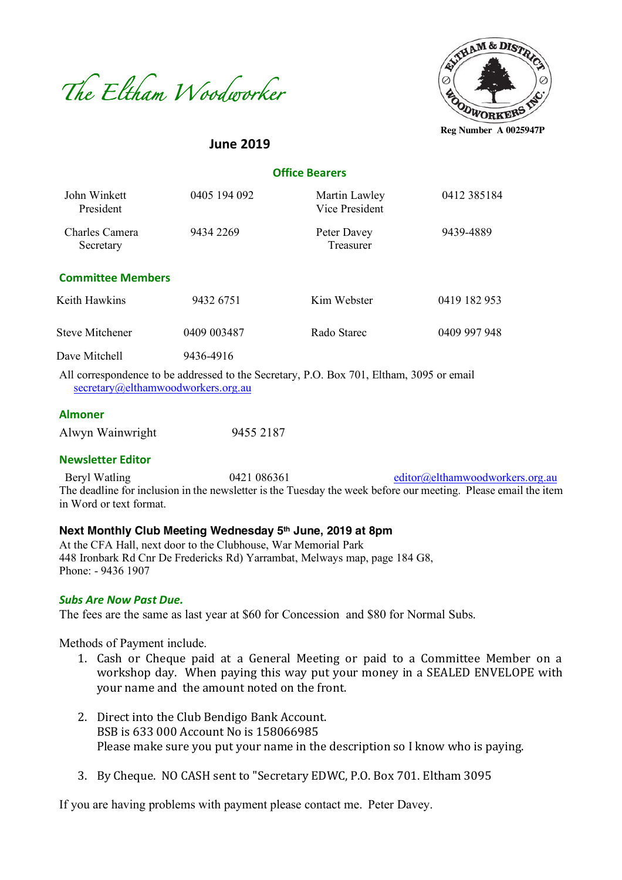# The Eltham Woodworker

Reg Number A 0025947P

## June 2019

### Office Bearers

| | | | |
|---|---|---|---|
| John Winkett<br>President | 0405 194 092 | Martin Lawley<br>Vice President | 0412 385184 |
| Charles Camera<br>Secretary | 9434 2269 | Peter Davey<br>Treasurer | 9439-4889 |

### Committee Members

| | | | |
|---|---|---|---|
| Keith Hawkins | 9432 6751 | Kim Webster | 0419 182 953 |
| Steve Mitchener | 0409 003487 | Rado Starec | 0409 997 948 |
| Dave Mitchell | 9436-4916 | | |

All correspondence to be addressed to the Secretary, P.O. Box 701, Eltham, 3095 or email secretary@elthamwoodworkers.org.au

### Almoner

Alwyn Wainwright 9455 2187

### Newsletter Editor

Beryl Watling 0421 086361 editor@elthamwoodworkers.org.au

The deadline for inclusion in the newsletter is the Tuesday the week before our meeting. Please email the item in Word or text format.

**Next Monthly Club Meeting Wednesday 5th June, 2019 at 8pm**

At the CFA Hall, next door to the Clubhouse, War Memorial Park
448 Ironbark Rd Cnr De Fredericks Rd) Yarrambat, Melways map, page 184 G8,
Phone: - 9436 1907

***Subs Are Now Past Due.***

The fees are the same as last year at $60 for Concession and $80 for Normal Subs.

Methods of Payment include.

1. Cash or Cheque paid at a General Meeting or paid to a Committee Member on a workshop day. When paying this way put your money in a SEALED ENVELOPE with your name and the amount noted on the front.

2. Direct into the Club Bendigo Bank Account.
   BSB is 633 000 Account No is 158066985
   Please make sure you put your name in the description so I know who is paying.

3. By Cheque. NO CASH sent to "Secretary EDWC, P.O. Box 701. Eltham 3095

If you are having problems with payment please contact me. Peter Davey.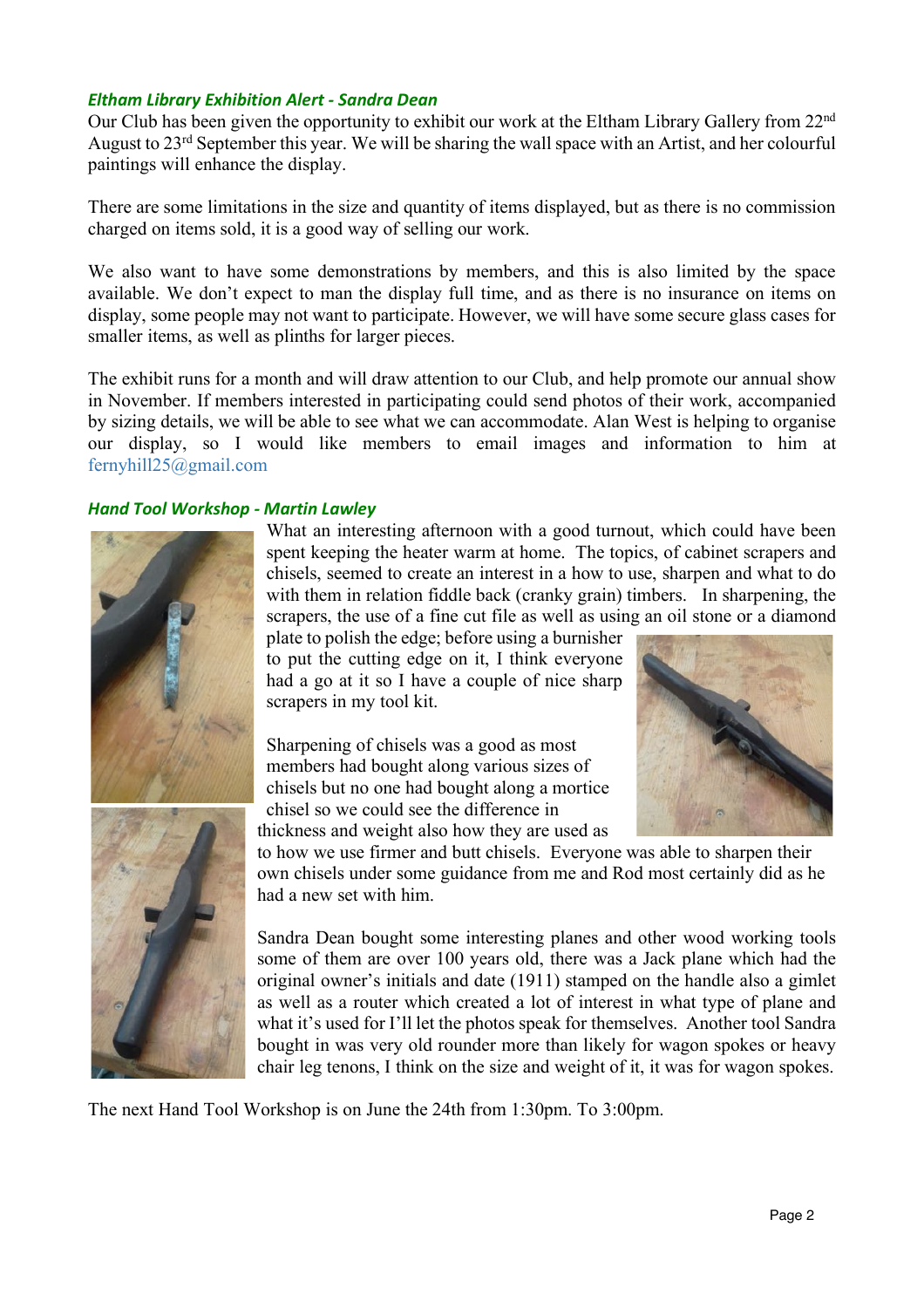### *Eltham Library Exhibition Alert - Sandra Dean*

Our Club has been given the opportunity to exhibit our work at the Eltham Library Gallery from 22nd August to 23rd September this year. We will be sharing the wall space with an Artist, and her colourful paintings will enhance the display.

There are some limitations in the size and quantity of items displayed, but as there is no commission charged on items sold, it is a good way of selling our work.

We also want to have some demonstrations by members, and this is also limited by the space available. We don't expect to man the display full time, and as there is no insurance on items on display, some people may not want to participate. However, we will have some secure glass cases for smaller items, as well as plinths for larger pieces.

The exhibit runs for a month and will draw attention to our Club, and help promote our annual show in November. If members interested in participating could send photos of their work, accompanied by sizing details, we will be able to see what we can accommodate. Alan West is helping to organise our display, so I would like members to email images and information to him at fernyhill25@gmail.com

### *Hand Tool Workshop - Martin Lawley*

What an interesting afternoon with a good turnout, which could have been spent keeping the heater warm at home. The topics, of cabinet scrapers and chisels, seemed to create an interest in a how to use, sharpen and what to do with them in relation fiddle back (cranky grain) timbers. In sharpening, the scrapers, the use of a fine cut file as well as using an oil stone or a diamond plate to polish the edge; before using a burnisher to put the cutting edge on it, I think everyone had a go at it so I have a couple of nice sharp scrapers in my tool kit.

Sharpening of chisels was a good as most members had bought along various sizes of chisels but no one had bought along a mortice chisel so we could see the difference in thickness and weight also how they are used as to how we use firmer and butt chisels. Everyone was able to sharpen their own chisels under some guidance from me and Rod most certainly did as he had a new set with him.

Sandra Dean bought some interesting planes and other wood working tools some of them are over 100 years old, there was a Jack plane which had the original owner's initials and date (1911) stamped on the handle also a gimlet as well as a router which created a lot of interest in what type of plane and what it's used for I'll let the photos speak for themselves. Another tool Sandra bought in was very old rounder more than likely for wagon spokes or heavy chair leg tenons, I think on the size and weight of it, it was for wagon spokes.

The next Hand Tool Workshop is on June the 24th from 1:30pm. To 3:00pm.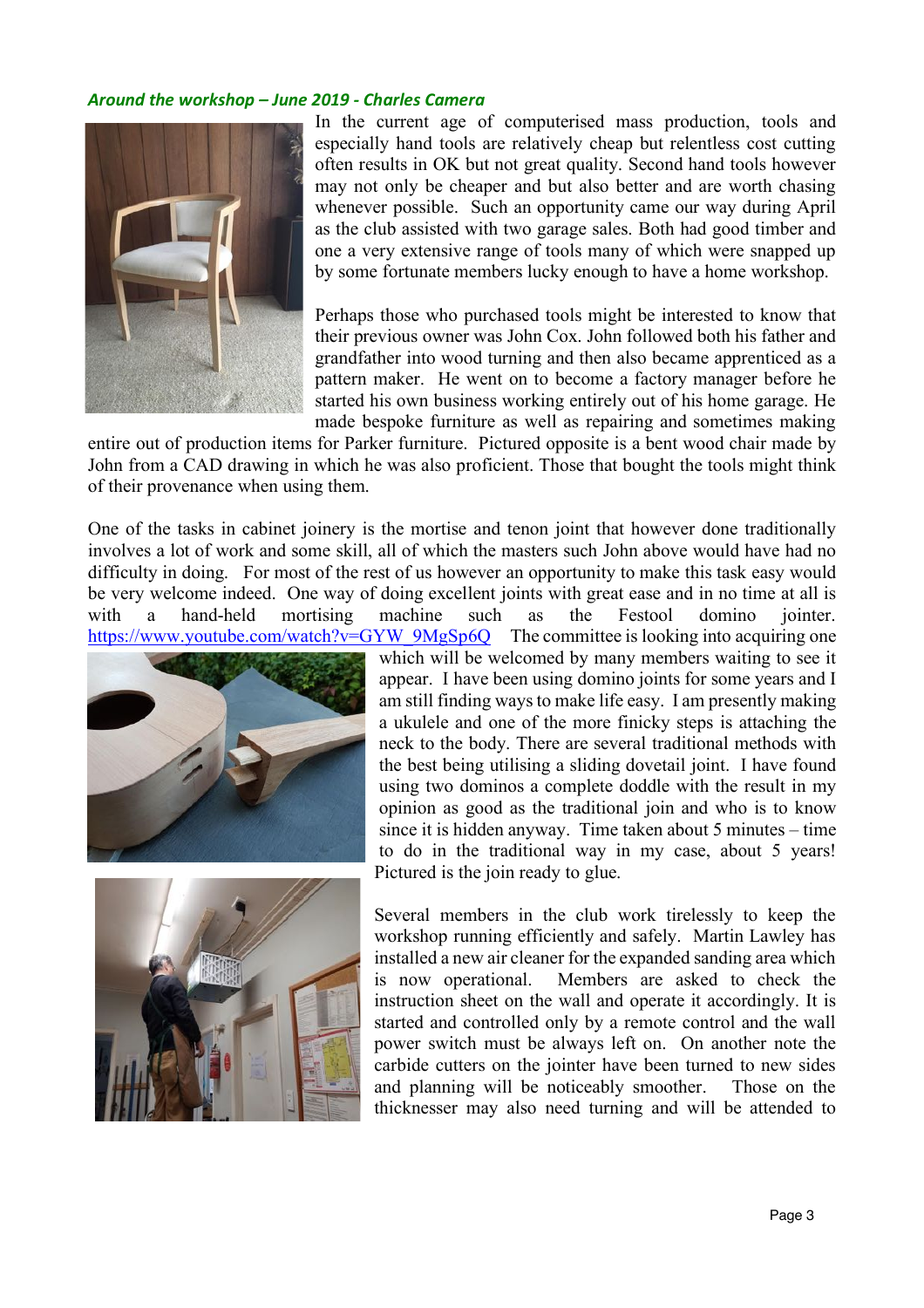***Around the workshop – June 2019 - Charles Camera***

In the current age of computerised mass production, tools and especially hand tools are relatively cheap but relentless cost cutting often results in OK but not great quality. Second hand tools however may not only be cheaper and but also better and are worth chasing whenever possible. Such an opportunity came our way during April as the club assisted with two garage sales. Both had good timber and one a very extensive range of tools many of which were snapped up by some fortunate members lucky enough to have a home workshop.

Perhaps those who purchased tools might be interested to know that their previous owner was John Cox. John followed both his father and grandfather into wood turning and then also became apprenticed as a pattern maker. He went on to become a factory manager before he started his own business working entirely out of his home garage. He made bespoke furniture as well as repairing and sometimes making entire out of production items for Parker furniture. Pictured opposite is a bent wood chair made by John from a CAD drawing in which he was also proficient. Those that bought the tools might think of their provenance when using them.

One of the tasks in cabinet joinery is the mortise and tenon joint that however done traditionally involves a lot of work and some skill, all of which the masters such John above would have had no difficulty in doing. For most of the rest of us however an opportunity to make this task easy would be very welcome indeed. One way of doing excellent joints with great ease and in no time at all is with a hand-held mortising machine such as the Festool domino jointer. https://www.youtube.com/watch?v=GYW_9MgSp6Q The committee is looking into acquiring one which will be welcomed by many members waiting to see it appear. I have been using domino joints for some years and I am still finding ways to make life easy. I am presently making a ukulele and one of the more finicky steps is attaching the neck to the body. There are several traditional methods with the best being utilising a sliding dovetail joint. I have found using two dominos a complete doddle with the result in my opinion as good as the traditional join and who is to know since it is hidden anyway. Time taken about 5 minutes – time to do in the traditional way in my case, about 5 years! Pictured is the join ready to glue.

Several members in the club work tirelessly to keep the workshop running efficiently and safely. Martin Lawley has installed a new air cleaner for the expanded sanding area which is now operational. Members are asked to check the instruction sheet on the wall and operate it accordingly. It is started and controlled only by a remote control and the wall power switch must be always left on. On another note the carbide cutters on the jointer have been turned to new sides and planning will be noticeably smoother. Those on the thicknesser may also need turning and will be attended to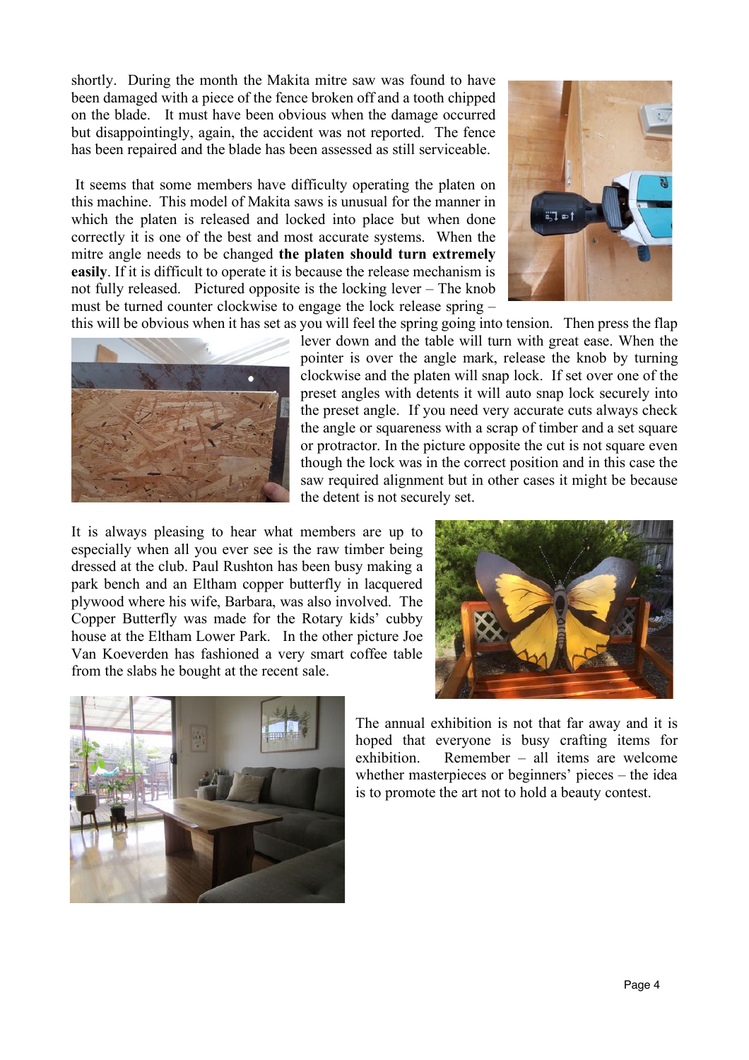shortly. During the month the Makita mitre saw was found to have been damaged with a piece of the fence broken off and a tooth chipped on the blade. It must have been obvious when the damage occurred but disappointingly, again, the accident was not reported. The fence has been repaired and the blade has been assessed as still serviceable.

It seems that some members have difficulty operating the platen on this machine. This model of Makita saws is unusual for the manner in which the platen is released and locked into place but when done correctly it is one of the best and most accurate systems. When the mitre angle needs to be changed **the platen should turn extremely easily**. If it is difficult to operate it is because the release mechanism is not fully released. Pictured opposite is the locking lever – The knob must be turned counter clockwise to engage the lock release spring – this will be obvious when it has set as you will feel the spring going into tension. Then press the flap lever down and the table will turn with great ease. When the pointer is over the angle mark, release the knob by turning clockwise and the platen will snap lock. If set over one of the preset angles with detents it will auto snap lock securely into the preset angle. If you need very accurate cuts always check the angle or squareness with a scrap of timber and a set square or protractor. In the picture opposite the cut is not square even though the lock was in the correct position and in this case the saw required alignment but in other cases it might be because the detent is not securely set.

It is always pleasing to hear what members are up to especially when all you ever see is the raw timber being dressed at the club. Paul Rushton has been busy making a park bench and an Eltham copper butterfly in lacquered plywood where his wife, Barbara, was also involved. The Copper Butterfly was made for the Rotary kids' cubby house at the Eltham Lower Park. In the other picture Joe Van Koeverden has fashioned a very smart coffee table from the slabs he bought at the recent sale.

The annual exhibition is not that far away and it is hoped that everyone is busy crafting items for exhibition. Remember – all items are welcome whether masterpieces or beginners' pieces – the idea is to promote the art not to hold a beauty contest.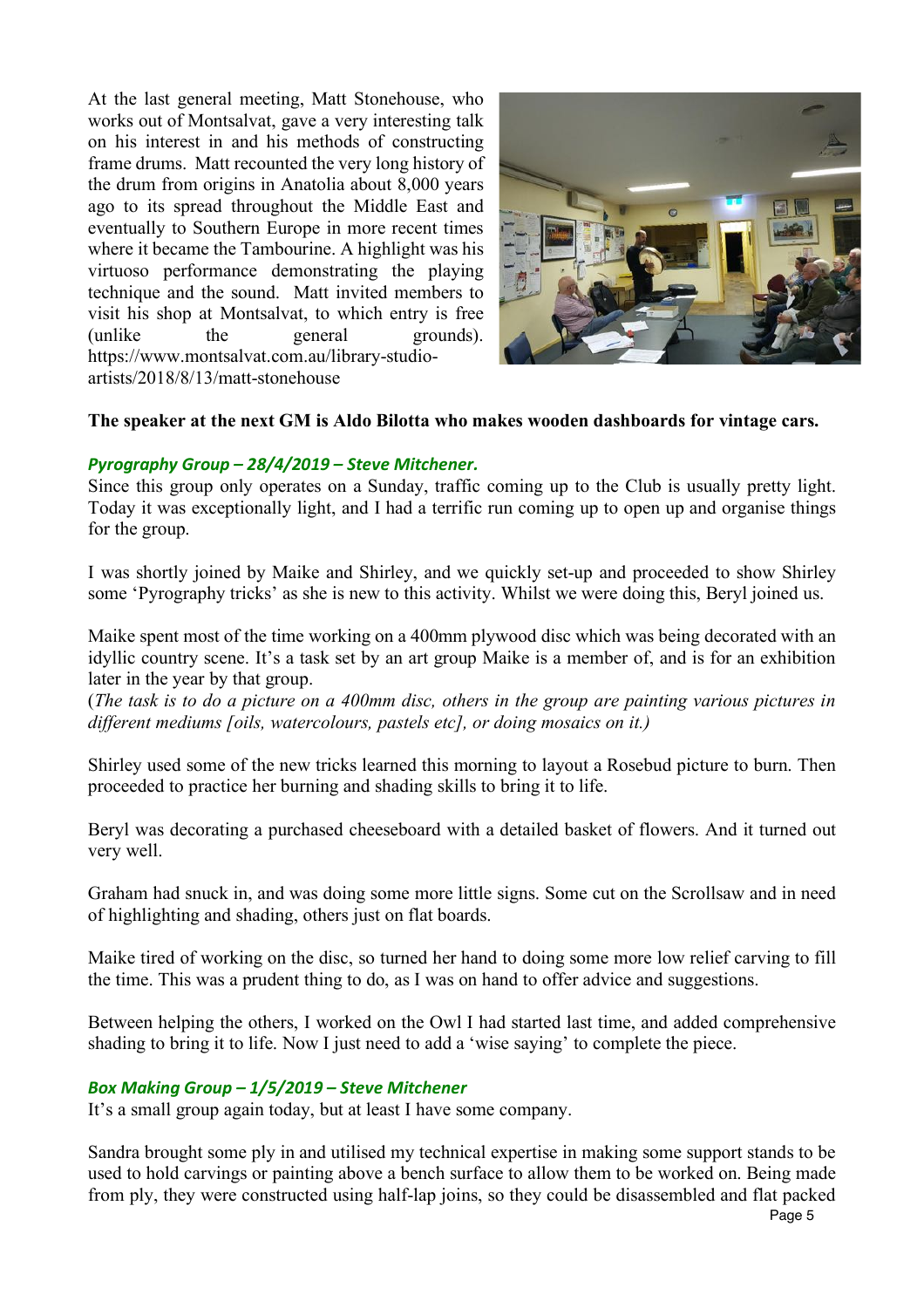At the last general meeting, Matt Stonehouse, who works out of Montsalvat, gave a very interesting talk on his interest in and his methods of constructing frame drums. Matt recounted the very long history of the drum from origins in Anatolia about 8,000 years ago to its spread throughout the Middle East and eventually to Southern Europe in more recent times where it became the Tambourine. A highlight was his virtuoso performance demonstrating the playing technique and the sound. Matt invited members to visit his shop at Montsalvat, to which entry is free (unlike the general grounds). https://www.montsalvat.com.au/library-studio-artists/2018/8/13/matt-stonehouse

**The speaker at the next GM is Aldo Bilotta who makes wooden dashboards for vintage cars.**

### *Pyrography Group – 28/4/2019 – Steve Mitchener.*

Since this group only operates on a Sunday, traffic coming up to the Club is usually pretty light. Today it was exceptionally light, and I had a terrific run coming up to open up and organise things for the group.

I was shortly joined by Maike and Shirley, and we quickly set-up and proceeded to show Shirley some 'Pyrography tricks' as she is new to this activity. Whilst we were doing this, Beryl joined us.

Maike spent most of the time working on a 400mm plywood disc which was being decorated with an idyllic country scene. It's a task set by an art group Maike is a member of, and is for an exhibition later in the year by that group.
(*The task is to do a picture on a 400mm disc, others in the group are painting various pictures in different mediums [oils, watercolours, pastels etc], or doing mosaics on it.)*

Shirley used some of the new tricks learned this morning to layout a Rosebud picture to burn. Then proceeded to practice her burning and shading skills to bring it to life.

Beryl was decorating a purchased cheeseboard with a detailed basket of flowers. And it turned out very well.

Graham had snuck in, and was doing some more little signs. Some cut on the Scrollsaw and in need of highlighting and shading, others just on flat boards.

Maike tired of working on the disc, so turned her hand to doing some more low relief carving to fill the time. This was a prudent thing to do, as I was on hand to offer advice and suggestions.

Between helping the others, I worked on the Owl I had started last time, and added comprehensive shading to bring it to life. Now I just need to add a 'wise saying' to complete the piece.

### *Box Making Group – 1/5/2019 – Steve Mitchener*

It's a small group again today, but at least I have some company.

Sandra brought some ply in and utilised my technical expertise in making some support stands to be used to hold carvings or painting above a bench surface to allow them to be worked on. Being made from ply, they were constructed using half-lap joins, so they could be disassembled and flat packed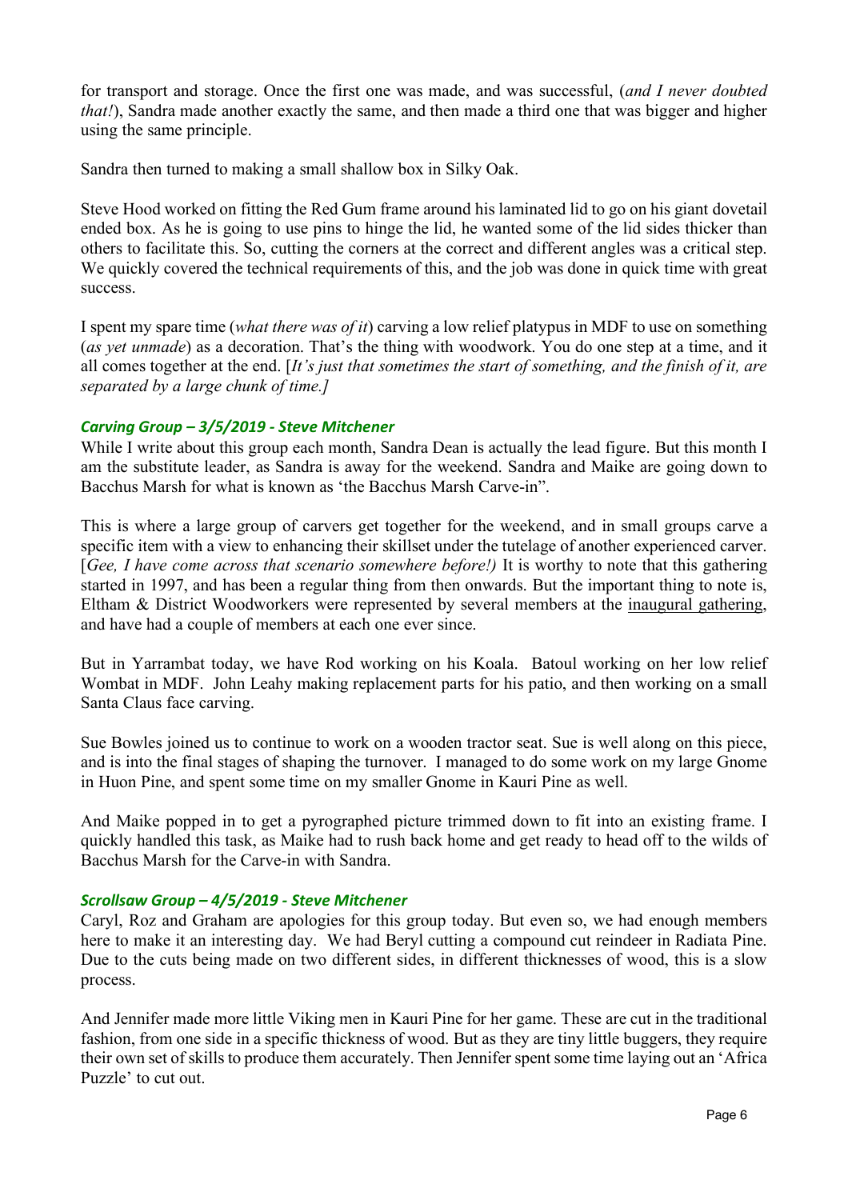for transport and storage. Once the first one was made, and was successful, (*and I never doubted that!*), Sandra made another exactly the same, and then made a third one that was bigger and higher using the same principle.

Sandra then turned to making a small shallow box in Silky Oak.

Steve Hood worked on fitting the Red Gum frame around his laminated lid to go on his giant dovetail ended box. As he is going to use pins to hinge the lid, he wanted some of the lid sides thicker than others to facilitate this. So, cutting the corners at the correct and different angles was a critical step. We quickly covered the technical requirements of this, and the job was done in quick time with great success.

I spent my spare time (*what there was of it*) carving a low relief platypus in MDF to use on something (*as yet unmade*) as a decoration. That's the thing with woodwork. You do one step at a time, and it all comes together at the end. [*It's just that sometimes the start of something, and the finish of it, are separated by a large chunk of time.]*

### *Carving Group – 3/5/2019 - Steve Mitchener*

While I write about this group each month, Sandra Dean is actually the lead figure. But this month I am the substitute leader, as Sandra is away for the weekend. Sandra and Maike are going down to Bacchus Marsh for what is known as 'the Bacchus Marsh Carve-in".

This is where a large group of carvers get together for the weekend, and in small groups carve a specific item with a view to enhancing their skillset under the tutelage of another experienced carver. [*Gee, I have come across that scenario somewhere before!)* It is worthy to note that this gathering started in 1997, and has been a regular thing from then onwards. But the important thing to note is, Eltham & District Woodworkers were represented by several members at the <u>inaugural gathering</u>, and have had a couple of members at each one ever since.

But in Yarrambat today, we have Rod working on his Koala. Batoul working on her low relief Wombat in MDF. John Leahy making replacement parts for his patio, and then working on a small Santa Claus face carving.

Sue Bowles joined us to continue to work on a wooden tractor seat. Sue is well along on this piece, and is into the final stages of shaping the turnover. I managed to do some work on my large Gnome in Huon Pine, and spent some time on my smaller Gnome in Kauri Pine as well.

And Maike popped in to get a pyrographed picture trimmed down to fit into an existing frame. I quickly handled this task, as Maike had to rush back home and get ready to head off to the wilds of Bacchus Marsh for the Carve-in with Sandra.

### *Scrollsaw Group – 4/5/2019 - Steve Mitchener*

Caryl, Roz and Graham are apologies for this group today. But even so, we had enough members here to make it an interesting day. We had Beryl cutting a compound cut reindeer in Radiata Pine. Due to the cuts being made on two different sides, in different thicknesses of wood, this is a slow process.

And Jennifer made more little Viking men in Kauri Pine for her game. These are cut in the traditional fashion, from one side in a specific thickness of wood. But as they are tiny little buggers, they require their own set of skills to produce them accurately. Then Jennifer spent some time laying out an 'Africa Puzzle' to cut out.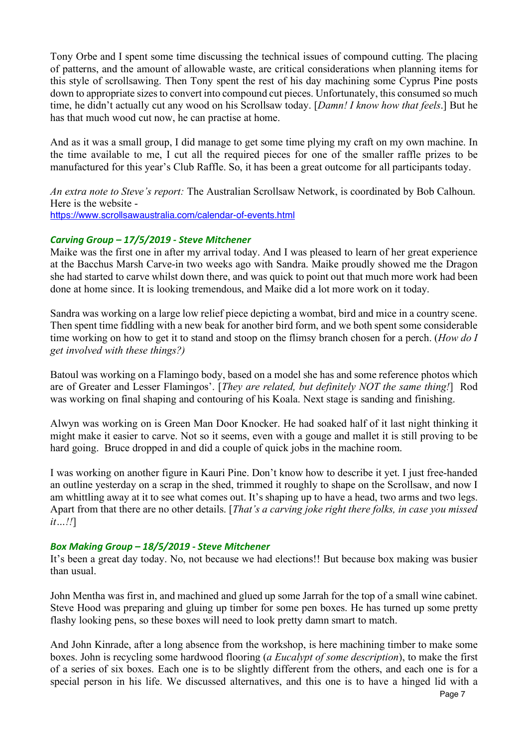Tony Orbe and I spent some time discussing the technical issues of compound cutting. The placing of patterns, and the amount of allowable waste, are critical considerations when planning items for this style of scrollsawing. Then Tony spent the rest of his day machining some Cyprus Pine posts down to appropriate sizes to convert into compound cut pieces. Unfortunately, this consumed so much time, he didn't actually cut any wood on his Scrollsaw today. [*Damn! I know how that feels*.] But he has that much wood cut now, he can practise at home.

And as it was a small group, I did manage to get some time plying my craft on my own machine. In the time available to me, I cut all the required pieces for one of the smaller raffle prizes to be manufactured for this year's Club Raffle. So, it has been a great outcome for all participants today.

*An extra note to Steve's report:* The Australian Scrollsaw Network, is coordinated by Bob Calhoun. Here is the website -
https://www.scrollsawaustralia.com/calendar-of-events.html

### *Carving Group – 17/5/2019 - Steve Mitchener*

Maike was the first one in after my arrival today. And I was pleased to learn of her great experience at the Bacchus Marsh Carve-in two weeks ago with Sandra. Maike proudly showed me the Dragon she had started to carve whilst down there, and was quick to point out that much more work had been done at home since. It is looking tremendous, and Maike did a lot more work on it today.

Sandra was working on a large low relief piece depicting a wombat, bird and mice in a country scene. Then spent time fiddling with a new beak for another bird form, and we both spent some considerable time working on how to get it to stand and stoop on the flimsy branch chosen for a perch. (*How do I get involved with these things?)*

Batoul was working on a Flamingo body, based on a model she has and some reference photos which are of Greater and Lesser Flamingos'. [*They are related, but definitely NOT the same thing!*] Rod was working on final shaping and contouring of his Koala. Next stage is sanding and finishing.

Alwyn was working on is Green Man Door Knocker. He had soaked half of it last night thinking it might make it easier to carve. Not so it seems, even with a gouge and mallet it is still proving to be hard going. Bruce dropped in and did a couple of quick jobs in the machine room.

I was working on another figure in Kauri Pine. Don't know how to describe it yet. I just free-handed an outline yesterday on a scrap in the shed, trimmed it roughly to shape on the Scrollsaw, and now I am whittling away at it to see what comes out. It's shaping up to have a head, two arms and two legs. Apart from that there are no other details. [*That's a carving joke right there folks, in case you missed it…!!*]

### *Box Making Group – 18/5/2019 - Steve Mitchener*

It's been a great day today. No, not because we had elections!! But because box making was busier than usual.

John Mentha was first in, and machined and glued up some Jarrah for the top of a small wine cabinet. Steve Hood was preparing and gluing up timber for some pen boxes. He has turned up some pretty flashy looking pens, so these boxes will need to look pretty damn smart to match.

And John Kinrade, after a long absence from the workshop, is here machining timber to make some boxes. John is recycling some hardwood flooring (*a Eucalypt of some description*), to make the first of a series of six boxes. Each one is to be slightly different from the others, and each one is for a special person in his life. We discussed alternatives, and this one is to have a hinged lid with a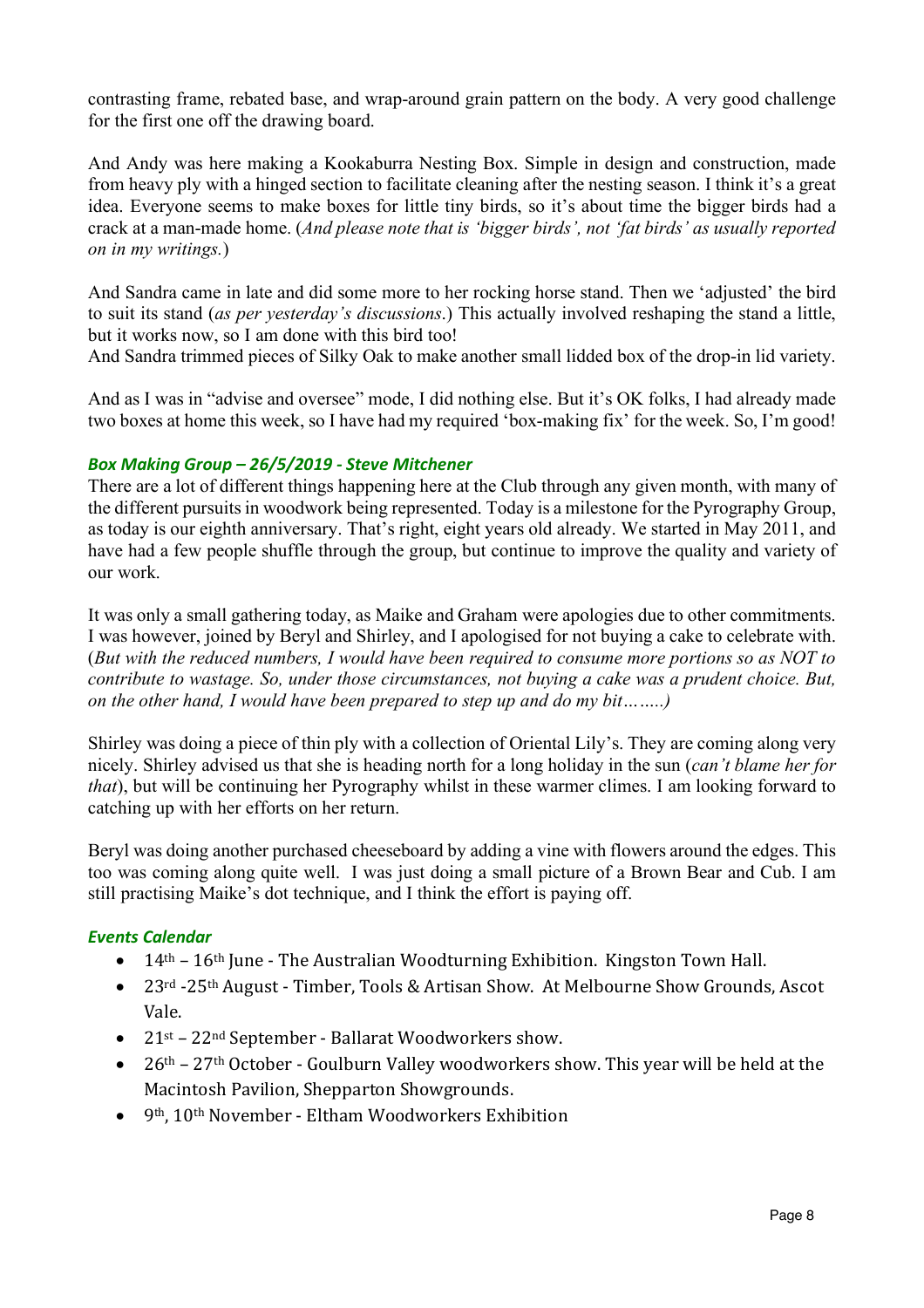contrasting frame, rebated base, and wrap-around grain pattern on the body. A very good challenge for the first one off the drawing board.

And Andy was here making a Kookaburra Nesting Box. Simple in design and construction, made from heavy ply with a hinged section to facilitate cleaning after the nesting season. I think it's a great idea. Everyone seems to make boxes for little tiny birds, so it's about time the bigger birds had a crack at a man-made home. (*And please note that is 'bigger birds', not 'fat birds' as usually reported on in my writings.*)

And Sandra came in late and did some more to her rocking horse stand. Then we 'adjusted' the bird to suit its stand (*as per yesterday's discussions.*) This actually involved reshaping the stand a little, but it works now, so I am done with this bird too!
And Sandra trimmed pieces of Silky Oak to make another small lidded box of the drop-in lid variety.

And as I was in "advise and oversee" mode, I did nothing else. But it's OK folks, I had already made two boxes at home this week, so I have had my required 'box-making fix' for the week. So, I'm good!

### *Box Making Group – 26/5/2019 - Steve Mitchener*

There are a lot of different things happening here at the Club through any given month, with many of the different pursuits in woodwork being represented. Today is a milestone for the Pyrography Group, as today is our eighth anniversary. That's right, eight years old already. We started in May 2011, and have had a few people shuffle through the group, but continue to improve the quality and variety of our work.

It was only a small gathering today, as Maike and Graham were apologies due to other commitments. I was however, joined by Beryl and Shirley, and I apologised for not buying a cake to celebrate with. (*But with the reduced numbers, I would have been required to consume more portions so as NOT to contribute to wastage. So, under those circumstances, not buying a cake was a prudent choice. But, on the other hand, I would have been prepared to step up and do my bit……..)*

Shirley was doing a piece of thin ply with a collection of Oriental Lily's. They are coming along very nicely. Shirley advised us that she is heading north for a long holiday in the sun (*can't blame her for that*), but will be continuing her Pyrography whilst in these warmer climes. I am looking forward to catching up with her efforts on her return.

Beryl was doing another purchased cheeseboard by adding a vine with flowers around the edges. This too was coming along quite well. I was just doing a small picture of a Brown Bear and Cub. I am still practising Maike's dot technique, and I think the effort is paying off.

### *Events Calendar*

- 14th – 16th June - The Australian Woodturning Exhibition. Kingston Town Hall.
- 23rd -25th August - Timber, Tools & Artisan Show. At Melbourne Show Grounds, Ascot Vale.
- 21st – 22nd September - Ballarat Woodworkers show.
- 26th – 27th October - Goulburn Valley woodworkers show. This year will be held at the Macintosh Pavilion, Shepparton Showgrounds.
- 9th, 10th November - Eltham Woodworkers Exhibition